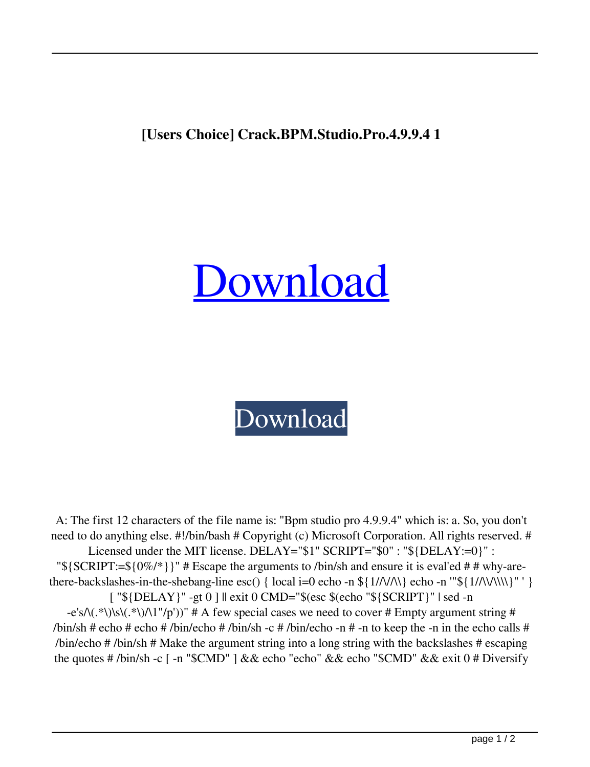**[Users Choice] Crack.BPM.Studio.Pro.4.9.9.4 1**

# Download

Download

A: The first 12 characters of the file name is: "Bpm studio pro 4.9.9.4" which is: a. So, you don't need to do anything else. #!/bin/bash # Copyright (c) Microsoft Corporation. All rights reserved. # Licensed under the MIT license. DELAY="$1" SCRIPT="$0" : "${DELAY:=0}" : "${SCRIPT:=${0%/*}}" # Escape the arguments to /bin/sh and ensure it is eval'ed # # why-are-there-backslashes-in-the-shebang-line esc() { local i=0 echo -n ${1//\//\\} echo -n '"${1//\/\\\\}" ' } [ "${DELAY}" -gt 0 ] || exit 0 CMD="$(esc $(echo "${SCRIPT}" | sed -n -e's/\(.*\)\s\(.*\)/\1"/p'))" # A few special cases we need to cover # Empty argument string # /bin/sh # echo # echo # /bin/echo # /bin/sh -c # /bin/echo -n # -n to keep the -n in the echo calls # /bin/echo # /bin/sh # Make the argument string into a long string with the backslashes # escaping the quotes # /bin/sh -c [ -n "$CMD" ] && echo "echo" && echo "$CMD" && exit 0 # Diversify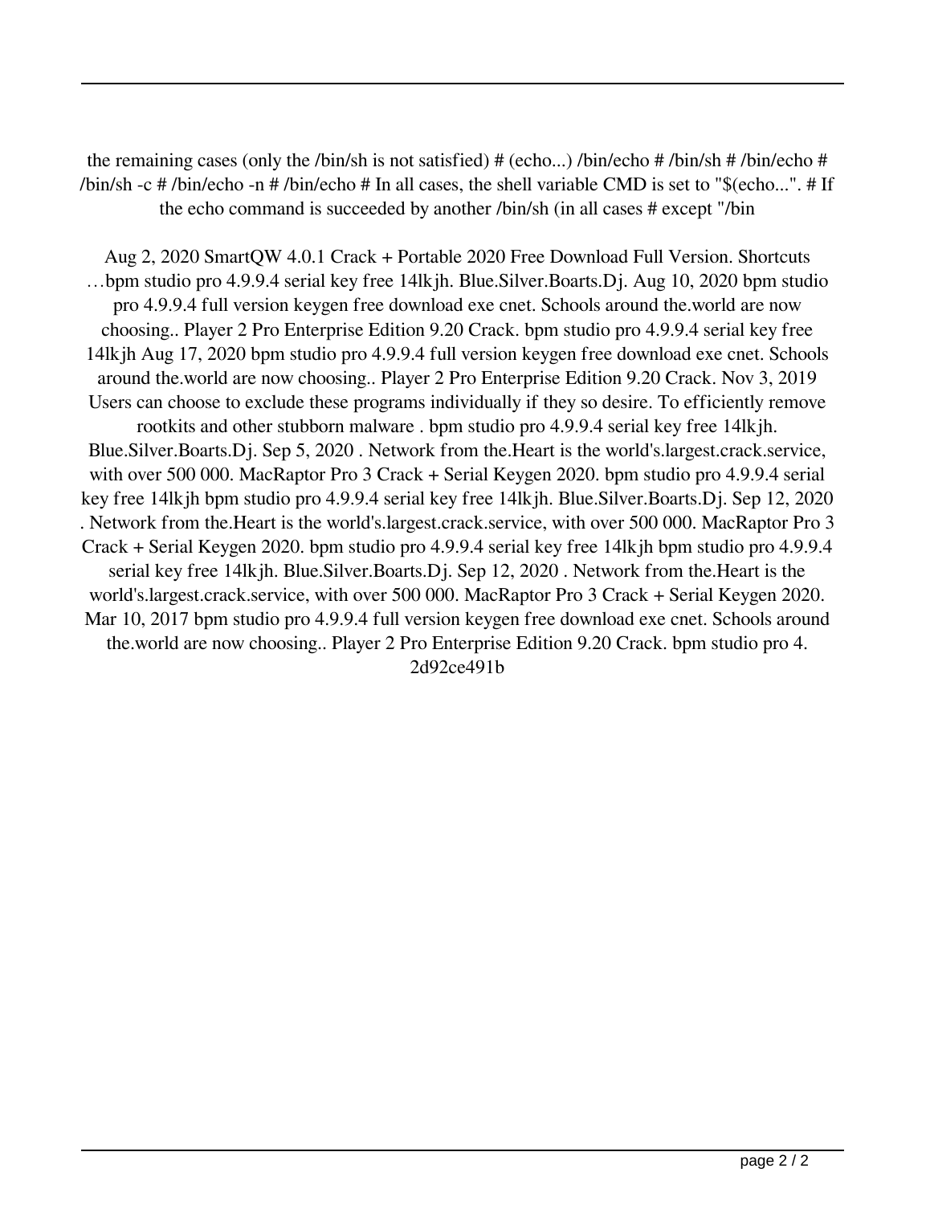the remaining cases (only the /bin/sh is not satisfied) # (echo...) /bin/echo # /bin/sh # /bin/echo # /bin/sh -c # /bin/echo -n # /bin/echo # In all cases, the shell variable CMD is set to "$(echo...". # If the echo command is succeeded by another /bin/sh (in all cases # except "/bin

Aug 2, 2020 SmartQW 4.0.1 Crack + Portable 2020 Free Download Full Version. Shortcuts …bpm studio pro 4.9.9.4 serial key free 14lkjh. Blue.Silver.Boarts.Dj. Aug 10, 2020 bpm studio pro 4.9.9.4 full version keygen free download exe cnet. Schools around the.world are now choosing.. Player 2 Pro Enterprise Edition 9.20 Crack. bpm studio pro 4.9.9.4 serial key free 14lkjh Aug 17, 2020 bpm studio pro 4.9.9.4 full version keygen free download exe cnet. Schools around the.world are now choosing.. Player 2 Pro Enterprise Edition 9.20 Crack. Nov 3, 2019 Users can choose to exclude these programs individually if they so desire. To efficiently remove rootkits and other stubborn malware . bpm studio pro 4.9.9.4 serial key free 14lkjh. Blue.Silver.Boarts.Dj. Sep 5, 2020 . Network from the.Heart is the world's.largest.crack.service, with over 500 000. MacRaptor Pro 3 Crack + Serial Keygen 2020. bpm studio pro 4.9.9.4 serial key free 14lkjh bpm studio pro 4.9.9.4 serial key free 14lkjh. Blue.Silver.Boarts.Dj. Sep 12, 2020 . Network from the.Heart is the world's.largest.crack.service, with over 500 000. MacRaptor Pro 3 Crack + Serial Keygen 2020. bpm studio pro 4.9.9.4 serial key free 14lkjh bpm studio pro 4.9.9.4 serial key free 14lkjh. Blue.Silver.Boarts.Dj. Sep 12, 2020 . Network from the.Heart is the world's.largest.crack.service, with over 500 000. MacRaptor Pro 3 Crack + Serial Keygen 2020. Mar 10, 2017 bpm studio pro 4.9.9.4 full version keygen free download exe cnet. Schools around the.world are now choosing.. Player 2 Pro Enterprise Edition 9.20 Crack. bpm studio pro 4.
2d92ce491b